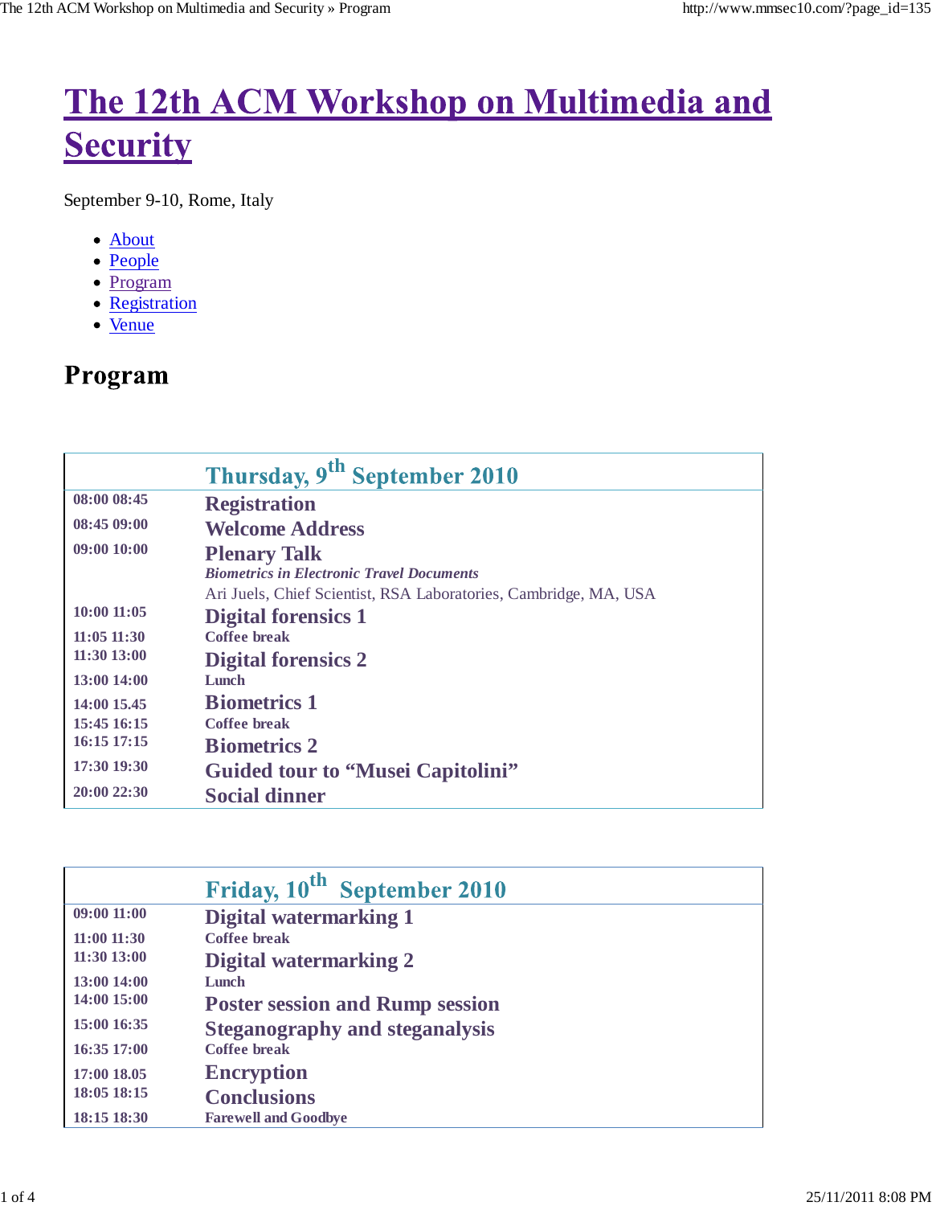# The 12th ACM Workshop on Multimedia and Security

September 9-10, Rome, Italy

- About
- People
- Program
- Registration
- Venue

## Program

| | Thursday, 9th September 2010 |
|---|---|
| 08:00 08:45 | **Registration** |
| 08:45 09:00 | **Welcome Address** |
| 09:00 10:00 | **Plenary Talk**<br>***Biometrics in Electronic Travel Documents***<br>Ari Juels, Chief Scientist, RSA Laboratories, Cambridge, MA, USA |
| 10:00 11:05 | **Digital forensics 1** |
| 11:05 11:30 | **Coffee break** |
| 11:30 13:00 | **Digital forensics 2** |
| 13:00 14:00 | **Lunch** |
| 14:00 15.45 | **Biometrics 1** |
| 15:45 16:15 | **Coffee break** |
| 16:15 17:15 | **Biometrics 2** |
| 17:30 19:30 | **Guided tour to "Musei Capitolini"** |
| 20:00 22:30 | **Social dinner** |

| | Friday, 10th September 2010 |
|---|---|
| 09:00 11:00 | **Digital watermarking 1** |
| 11:00 11:30 | **Coffee break** |
| 11:30 13:00 | **Digital watermarking 2** |
| 13:00 14:00 | **Lunch** |
| 14:00 15:00 | **Poster session and Rump session** |
| 15:00 16:35 | **Steganography and steganalysis** |
| 16:35 17:00 | **Coffee break** |
| 17:00 18.05 | **Encryption** |
| 18:05 18:15 | **Conclusions** |
| 18:15 18:30 | **Farewell and Goodbye** |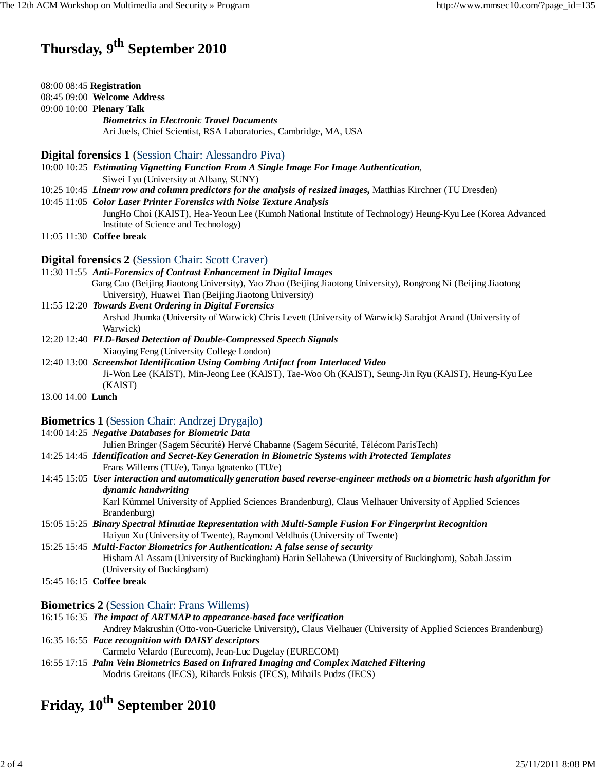# Thursday, 9th September 2010

08:00 08:45 **Registration**
08:45 09:00 **Welcome Address**
09:00 10:00 **Plenary Talk**
***Biometrics in Electronic Travel Documents***
Ari Juels, Chief Scientist, RSA Laboratories, Cambridge, MA, USA

## Digital forensics 1 (Session Chair: Alessandro Piva)

10:00 10:25 ***Estimating Vignetting Function From A Single Image For Image Authentication***,
Siwei Lyu (University at Albany, SUNY)
10:25 10:45 ***Linear row and column predictors for the analysis of resized images,*** Matthias Kirchner (TU Dresden)
10:45 11:05 ***Color Laser Printer Forensics with Noise Texture Analysis***
JungHo Choi (KAIST), Hea-Yeoun Lee (Kumoh National Institute of Technology) Heung-Kyu Lee (Korea Advanced Institute of Science and Technology)
11:05 11:30 **Coffee break**

## Digital forensics 2 (Session Chair: Scott Craver)

11:30 11:55 ***Anti-Forensics of Contrast Enhancement in Digital Images***
Gang Cao (Beijing Jiaotong University), Yao Zhao (Beijing Jiaotong University), Rongrong Ni (Beijing Jiaotong University), Huawei Tian (Beijing Jiaotong University)
11:55 12:20 ***Towards Event Ordering in Digital Forensics***
Arshad Jhumka (University of Warwick) Chris Levett (University of Warwick) Sarabjot Anand (University of Warwick)
12:20 12:40 ***FLD-Based Detection of Double-Compressed Speech Signals***
Xiaoying Feng (University College London)
12:40 13:00 ***Screenshot Identification Using Combing Artifact from Interlaced Video***
Ji-Won Lee (KAIST), Min-Jeong Lee (KAIST), Tae-Woo Oh (KAIST), Seung-Jin Ryu (KAIST), Heung-Kyu Lee (KAIST)
13.00 14.00 **Lunch**

## Biometrics 1 (Session Chair: Andrzej Drygajlo)

14:00 14:25 ***Negative Databases for Biometric Data***
Julien Bringer (Sagem Sécurité) Hervé Chabanne (Sagem Sécurité, Télécom ParisTech)
14:25 14:45 ***Identification and Secret-Key Generation in Biometric Systems with Protected Templates***
Frans Willems (TU/e), Tanya Ignatenko (TU/e)
14:45 15:05 ***User interaction and automatically generation based reverse-engineer methods on a biometric hash algorithm for dynamic handwriting***
Karl Kümmel University of Applied Sciences Brandenburg), Claus Vielhauer University of Applied Sciences Brandenburg)
15:05 15:25 ***Binary Spectral Minutiae Representation with Multi-Sample Fusion For Fingerprint Recognition***
Haiyun Xu (University of Twente), Raymond Veldhuis (University of Twente)
15:25 15:45 ***Multi-Factor Biometrics for Authentication: A false sense of security***
Hisham Al Assam (University of Buckingham) Harin Sellahewa (University of Buckingham), Sabah Jassim (University of Buckingham)
15:45 16:15 **Coffee break**

## Biometrics 2 (Session Chair: Frans Willems)

16:15 16:35 ***The impact of ARTMAP to appearance-based face verification***
Andrey Makrushin (Otto-von-Guericke University), Claus Vielhauer (University of Applied Sciences Brandenburg)
16:35 16:55 ***Face recognition with DAISY descriptors***
Carmelo Velardo (Eurecom), Jean-Luc Dugelay (EURECOM)
16:55 17:15 ***Palm Vein Biometrics Based on Infrared Imaging and Complex Matched Filtering***
Modris Greitans (IECS), Rihards Fuksis (IECS), Mihails Pudzs (IECS)

# Friday, 10th September 2010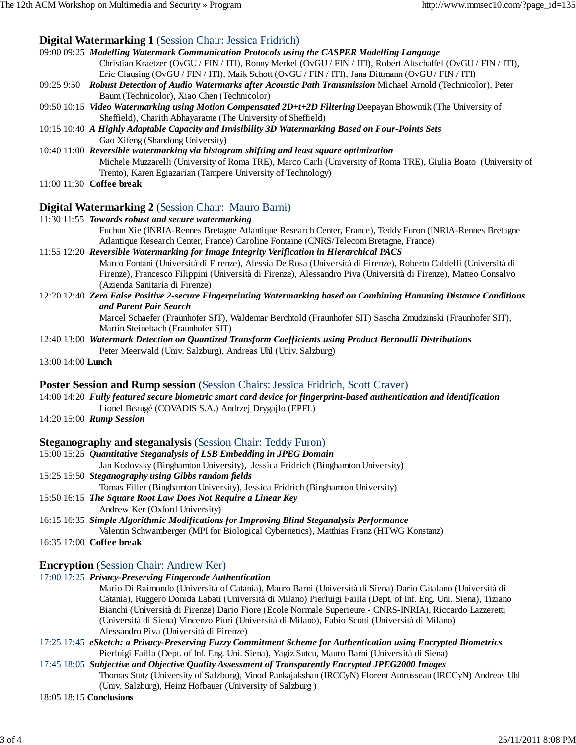## Digital Watermarking 1 (Session Chair: Jessica Fridrich)

09:00 09:25 ***Modelling Watermark Communication Protocols using the CASPER Modelling Language***
Christian Kraetzer (OvGU / FIN / ITI), Ronny Merkel (OvGU / FIN / ITI), Robert Altschaffel (OvGU / FIN / ITI), Eric Clausing (OvGU / FIN / ITI), Maik Schott (OvGU / FIN / ITI), Jana Dittmann (OvGU / FIN / ITI)

09:25 9:50 ***Robust Detection of Audio Watermarks after Acoustic Path Transmission*** Michael Arnold (Technicolor), Peter Baum (Technicolor), Xiao Chen (Technicolor)

09:50 10:15 ***Video Watermarking using Motion Compensated 2D+t+2D Filtering*** Deepayan Bhowmik (The University of Sheffield), Charith Abhayaratne (The University of Sheffield)

10:15 10:40 ***A Highly Adaptable Capacity and Invisibility 3D Watermarking Based on Four-Points Sets***
Gao Xifeng (Shandong University)

10:40 11:00 ***Reversible watermarking via histogram shifting and least square optimization***
Michele Muzzarelli (University of Roma TRE), Marco Carli (University of Roma TRE), Giulia Boato (University of Trento), Karen Egiazarian (Tampere University of Technology)

11:00 11:30 **Coffee break**

## Digital Watermarking 2 (Session Chair: Mauro Barni)

11:30 11:55 ***Towards robust and secure watermarking***
Fuchun Xie (INRIA-Rennes Bretagne Atlantique Research Center, France), Teddy Furon (INRIA-Rennes Bretagne Atlantique Research Center, France) Caroline Fontaine (CNRS/Telecom Bretagne, France)

11:55 12:20 ***Reversible Watermarking for Image Integrity Verification in Hierarchical PACS***
Marco Fontani (Università di Firenze), Alessia De Rosa (Università di Firenze), Roberto Caldelli (Università di Firenze), Francesco Filippini (Università di Firenze), Alessandro Piva (Università di Firenze), Matteo Consalvo (Azienda Sanitaria di Firenze)

12:20 12:40 ***Zero False Positive 2-secure Fingerprinting Watermarking based on Combining Hamming Distance Conditions and Parent Pair Search***
Marcel Schaefer (Fraunhofer SIT), Waldemar Berchtold (Fraunhofer SIT) Sascha Zmudzinski (Fraunhofer SIT), Martin Steinebach (Fraunhofer SIT)

12:40 13:00 ***Watermark Detection on Quantized Transform Coefficients using Product Bernoulli Distributions***
Peter Meerwald (Univ. Salzburg), Andreas Uhl (Univ. Salzburg)

13:00 14:00 **Lunch**

## Poster Session and Rump session (Session Chairs: Jessica Fridrich, Scott Craver)

14:00 14:20 ***Fully featured secure biometric smart card device for fingerprint-based authentication and identification***
Lionel Beaugé (COVADIS S.A.) Andrzej Drygajlo (EPFL)

14:20 15:00 ***Rump Session***

## Steganography and steganalysis (Session Chair: Teddy Furon)

15:00 15:25 ***Quantitative Steganalysis of LSB Embedding in JPEG Domain***
Jan Kodovsky (Binghamton University), Jessica Fridrich (Binghamton University)

15:25 15:50 ***Steganography using Gibbs random fields***
Tomas Filler (Binghamton University), Jessica Fridrich (Binghamton University)

15:50 16:15 ***The Square Root Law Does Not Require a Linear Key***
Andrew Ker (Oxford University)

16:15 16:35 ***Simple Algorithmic Modifications for Improving Blind Steganalysis Performance***
Valentin Schwamberger (MPI for Biological Cybernetics), Matthias Franz (HTWG Konstanz)

16:35 17:00 **Coffee break**

## Encryption (Session Chair: Andrew Ker)

17:00 17:25 ***Privacy-Preserving Fingercode Authentication***
Mario Di Raimondo (Università of Catania), Mauro Barni (Università di Siena) Dario Catalano (Università di Catania), Ruggero Donida Labati (Università di Milano) Pierluigi Failla (Dept. of Inf. Eng. Uni. Siena), Tiziano Bianchi (Università di Firenze) Dario Fiore (Ecole Normale Superieure - CNRS-INRIA), Riccardo Lazzeretti (Università di Siena) Vincenzo Piuri (Università di Milano), Fabio Scotti (Università di Milano) Alessandro Piva (Università di Firenze)

17:25 17:45 ***eSketch: a Privacy-Preserving Fuzzy Commitment Scheme for Authentication using Encrypted Biometrics***
Pierluigi Failla (Dept. of Inf. Eng. Uni. Siena), Yagiz Sutcu, Mauro Barni (Università di Siena)

17:45 18:05 ***Subjective and Objective Quality Assessment of Transparently Encrypted JPEG2000 Images***
Thomas Stutz (University of Salzburg), Vinod Pankajakshan (IRCCyN) Florent Autrusseau (IRCCyN) Andreas Uhl (Univ. Salzburg), Heinz Hofbauer (University of Salzburg )

18:05 18:15 **Conclusions**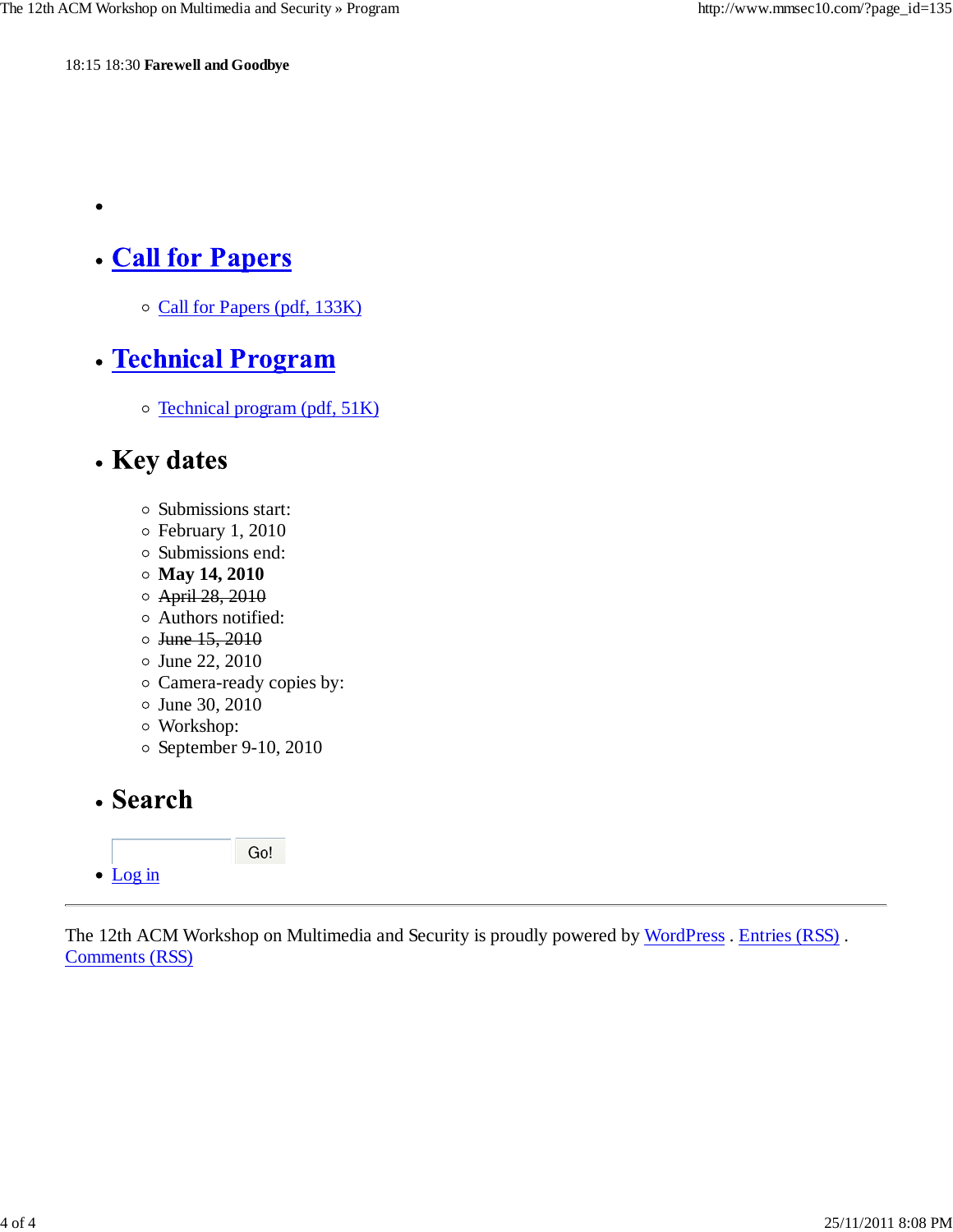18:15 18:30 **Farewell and Goodbye**

- 

- ## [Call for Papers](#)
  - [Call for Papers (pdf, 133K)](#)

- ## [Technical Program](#)
  - [Technical program (pdf, 51K)](#)

- ## Key dates
  - Submissions start:
  - February 1, 2010
  - Submissions end:
  - **May 14, 2010**
  - ~~April 28, 2010~~
  - Authors notified:
  - ~~June 15, 2010~~
  - June 22, 2010
  - Camera-ready copies by:
  - June 30, 2010
  - Workshop:
  - September 9-10, 2010

- ## Search

  Go!

- [Log in](#)

---

The 12th ACM Workshop on Multimedia and Security is proudly powered by [WordPress](#) . [Entries (RSS)](#) . [Comments (RSS)](#)